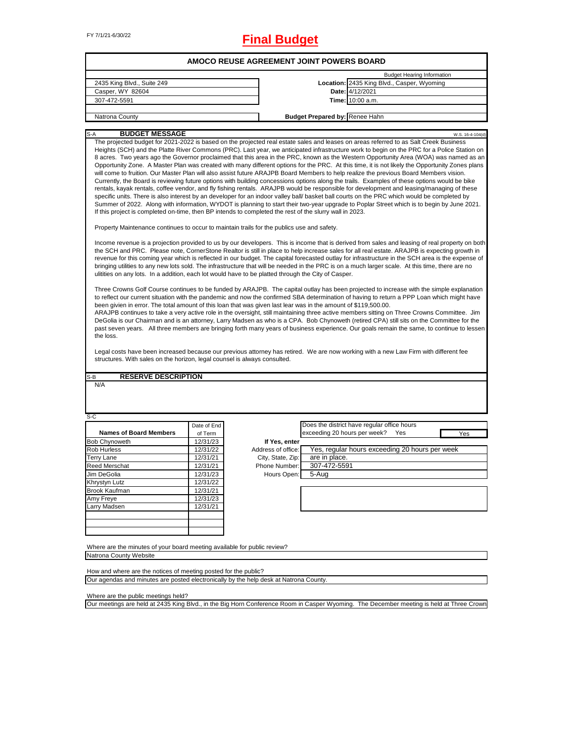FY 7/1/21-6/30/22

# Final Budget

## AMOCO REUSE AGREEMENT JOINT POWERS BOARD

| | | Budget Hearing Information |
|---|---|---|
| 2435 King Blvd., Suite 249 | Location: | 2435 King Blvd., Casper, Wyoming |
| Casper, WY 82604 | Date: | 4/12/2021 |
| 307-472-5591 | Time: | 10:00 a.m. |
| | | |
| Natrona County | Budget Prepared by: | Renee Hahn |

### S-A BUDGET MESSAGE

W.S. 16-4-104(d)

The projected budget for 2021-2022 is based on the projected real estate sales and leases on areas referred to as Salt Creek Business Heights (SCH) and the Platte River Commons (PRC). Last year, we anticipated infrastructure work to begin on the PRC for a Police Station on 8 acres. Two years ago the Governor proclaimed that this area in the PRC, known as the Western Opportunity Area (WOA) was named as an Opportunity Zone. A Master Plan was created with many different options for the PRC. At this time, it is not likely the Opportunity Zones plans will come to fruition. Our Master Plan will also assist future ARAJPB Board Members to help realize the previous Board Members vision. Currently, the Board is reviewing future options with building concessions options along the trails. Examples of these options would be bike rentals, kayak rentals, coffee vendor, and fly fishing rentals. ARAJPB would be responsible for development and leasing/managing of these specific units. There is also interest by an developer for an indoor valley ball/ basket ball courts on the PRC which would be completed by Summer of 2022. Along with information, WYDOT is planning to start their two-year upgrade to Poplar Street which is to begin by June 2021. If this project is completed on-time, then BP intends to completed the rest of the slurry wall in 2023.

Property Maintenance continues to occur to maintain trails for the publics use and safety.

Income revenue is a projection provided to us by our developers. This is income that is derived from sales and leasing of real property on both the SCH and PRC. Please note, CornerStone Realtor is still in place to help increase sales for all real estate. ARAJPB is expecting growth in revenue for this coming year which is reflected in our budget. The capital forecasted outlay for infrastructure in the SCH area is the expense of bringing utilities to any new lots sold. The infrastructure that will be needed in the PRC is on a much larger scale. At this time, there are no ulitities on any lots. In a addition, each lot would have to be platted through the City of Casper.

Three Crowns Golf Course continues to be funded by ARAJPB. The capital outlay has been projected to increase with the simple explanation to reflect our current situation with the pandemic and now the confirmed SBA determination of having to return a PPP Loan which might have been givien in error. The total amount of this loan that was given last lear was in the amount of $119,500.00.

ARAJPB continues to take a very active role in the oversight, still maintaining three active members sitting on Three Crowns Committee. Jim DeGolia is our Chairman and is an attorney, Larry Madsen as who is a CPA. Bob Chynoweth (retired CPA) still sits on the Committee for the past seven years. All three members are bringing forth many years of business experience. Our goals remain the same, to continue to lessen the loss.

Legal costs have been increased because our previous attorney has retired. We are now working with a new Law Firm with different fee structures. With sales on the horizon, legal counsel is always consulted.

### S-B RESERVE DESCRIPTION

N/A

### S-C

| Names of Board Members | Date of End of Term |
|---|---|
| Bob Chynoweth | 12/31/23 |
| Rob Hurless | 12/31/22 |
| Terry Lane | 12/31/21 |
| Reed Merschat | 12/31/21 |
| Jim DeGolia | 12/31/23 |
| Khrystyn Lutz | 12/31/22 |
| Brook Kaufman | 12/31/21 |
| Amy Freye | 12/31/23 |
| Larry Madsen | 12/31/21 |

Does the district have regular office hours exceeding 20 hours per week? Yes — **Yes**

| If Yes, enter | |
|---|---|
| Address of office: | Yes, regular hours exceeding 20 hours per week |
| City, State, Zip: | are in place. |
| Phone Number: | 307-472-5591 |
| Hours Open: | 5-Aug |

Where are the minutes of your board meeting available for public review?

Natrona County Website

How and where are the notices of meeting posted for the public?

Our agendas and minutes are posted electronically by the help desk at Natrona County.

Where are the public meetings held?

Our meetings are held at 2435 King Blvd., in the Big Horn Conference Room in Casper Wyoming. The December meeting is held at Three Crown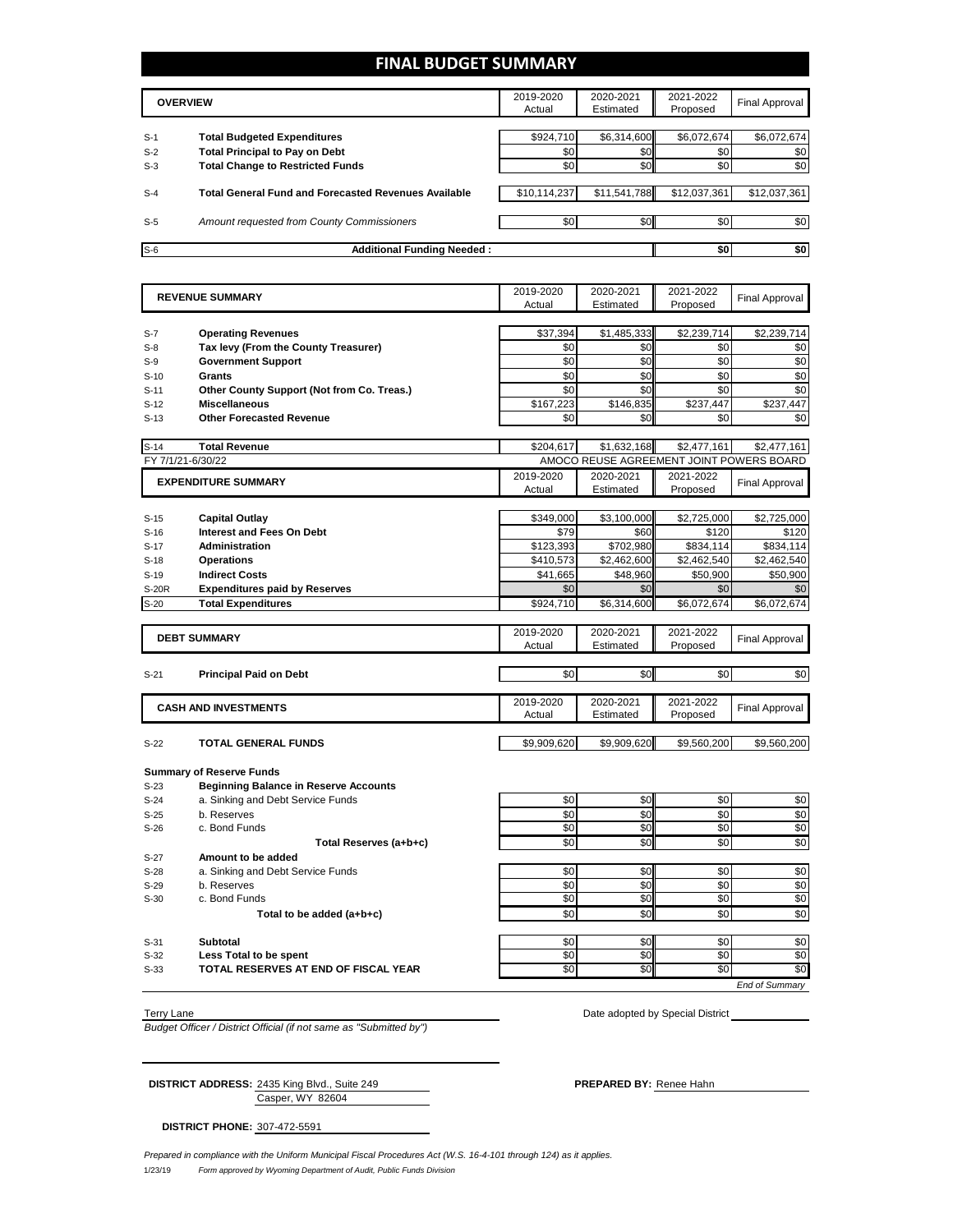# FINAL BUDGET SUMMARY

| | OVERVIEW | 2019-2020 Actual | 2020-2021 Estimated | 2021-2022 Proposed | Final Approval |
|---|---|---|---|---|---|
| S-1 | **Total Budgeted Expenditures** | $924,710 | $6,314,600 | $6,072,674 | $6,072,674 |
| S-2 | **Total Principal to Pay on Debt** | $0 | $0 | $0 | $0 |
| S-3 | **Total Change to Restricted Funds** | $0 | $0 | $0 | $0 |
| S-4 | **Total General Fund and Forecasted Revenues Available** | $10,114,237 | $11,541,788 | $12,037,361 | $12,037,361 |
| S-5 | *Amount requested from County Commissioners* | $0 | $0 | $0 | $0 |
| S-6 | **Additional Funding Needed :** | | | $0 | $0 |

| | REVENUE SUMMARY | 2019-2020 Actual | 2020-2021 Estimated | 2021-2022 Proposed | Final Approval |
|---|---|---|---|---|---|
| S-7 | **Operating Revenues** | $37,394 | $1,485,333 | $2,239,714 | $2,239,714 |
| S-8 | **Tax levy (From the County Treasurer)** | $0 | $0 | $0 | $0 |
| S-9 | **Government Support** | $0 | $0 | $0 | $0 |
| S-10 | **Grants** | $0 | $0 | $0 | $0 |
| S-11 | **Other County Support (Not from Co. Treas.)** | $0 | $0 | $0 | $0 |
| S-12 | **Miscellaneous** | $167,223 | $146,835 | $237,447 | $237,447 |
| S-13 | **Other Forecasted Revenue** | $0 | $0 | $0 | $0 |
| S-14 | **Total Revenue** | $204,617 | $1,632,168 | $2,477,161 | $2,477,161 |

FY 7/1/21-6/30/22 — AMOCO REUSE AGREEMENT JOINT POWERS BOARD

| | EXPENDITURE SUMMARY | 2019-2020 Actual | 2020-2021 Estimated | 2021-2022 Proposed | Final Approval |
|---|---|---|---|---|---|
| S-15 | **Capital Outlay** | $349,000 | $3,100,000 | $2,725,000 | $2,725,000 |
| S-16 | **Interest and Fees On Debt** | $79 | $60 | $120 | $120 |
| S-17 | **Administration** | $123,393 | $702,980 | $834,114 | $834,114 |
| S-18 | **Operations** | $410,573 | $2,462,600 | $2,462,540 | $2,462,540 |
| S-19 | **Indirect Costs** | $41,665 | $48,960 | $50,900 | $50,900 |
| S-20R | **Expenditures paid by Reserves** | $0 | $0 | $0 | $0 |
| S-20 | **Total Expenditures** | $924,710 | $6,314,600 | $6,072,674 | $6,072,674 |

| | DEBT SUMMARY | 2019-2020 Actual | 2020-2021 Estimated | 2021-2022 Proposed | Final Approval |
|---|---|---|---|---|---|
| S-21 | **Principal Paid on Debt** | $0 | $0 | $0 | $0 |

| | CASH AND INVESTMENTS | 2019-2020 Actual | 2020-2021 Estimated | 2021-2022 Proposed | Final Approval |
|---|---|---|---|---|---|
| S-22 | **TOTAL GENERAL FUNDS** | $9,909,620 | $9,909,620 | $9,560,200 | $9,560,200 |

**Summary of Reserve Funds**

| | | 2019-2020 Actual | 2020-2021 Estimated | 2021-2022 Proposed | Final Approval |
|---|---|---|---|---|---|
| S-23 | **Beginning Balance in Reserve Accounts** | | | | |
| S-24 | a. Sinking and Debt Service Funds | $0 | $0 | $0 | $0 |
| S-25 | b. Reserves | $0 | $0 | $0 | $0 |
| S-26 | c. Bond Funds | $0 | $0 | $0 | $0 |
| | **Total Reserves (a+b+c)** | $0 | $0 | $0 | $0 |
| S-27 | **Amount to be added** | | | | |
| S-28 | a. Sinking and Debt Service Funds | $0 | $0 | $0 | $0 |
| S-29 | b. Reserves | $0 | $0 | $0 | $0 |
| S-30 | c. Bond Funds | $0 | $0 | $0 | $0 |
| | **Total to be added (a+b+c)** | $0 | $0 | $0 | $0 |
| S-31 | **Subtotal** | $0 | $0 | $0 | $0 |
| S-32 | **Less Total to be spent** | $0 | $0 | $0 | $0 |
| S-33 | **TOTAL RESERVES AT END OF FISCAL YEAR** | $0 | $0 | $0 | $0 |

*End of Summary*

Terry Lane
*Budget Officer / District Official (if not same as "Submitted by")*

Date adopted by Special District ____________

**DISTRICT ADDRESS:** 2435 King Blvd., Suite 249
Casper, WY 82604

**PREPARED BY:** Renee Hahn

**DISTRICT PHONE:** 307-472-5591

*Prepared in compliance with the Uniform Municipal Fiscal Procedures Act (W.S. 16-4-101 through 124) as it applies.*

1/23/19 *Form approved by Wyoming Department of Audit, Public Funds Division*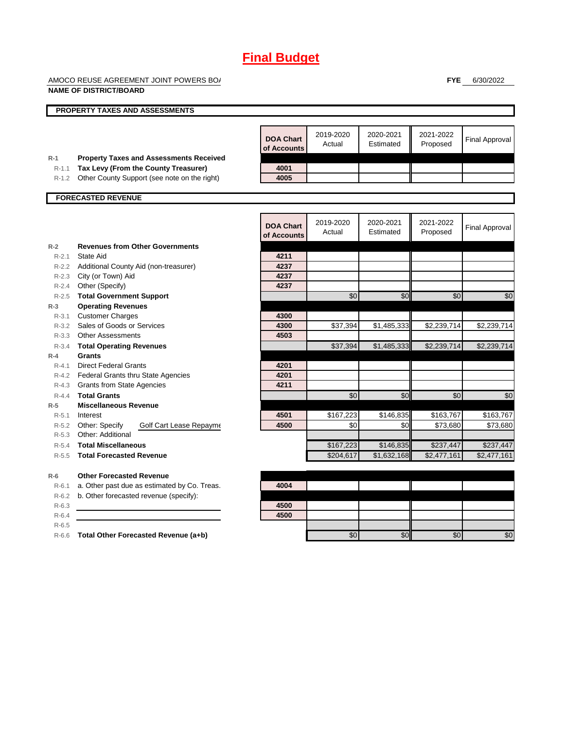# Final Budget

AMOCO REUSE AGREEMENT JOINT POWERS BOA

**NAME OF DISTRICT/BOARD**

**FYE** 6/30/2022

## PROPERTY TAXES AND ASSESSMENTS

| | | DOA Chart of Accounts | 2019-2020 Actual | 2020-2021 Estimated | 2021-2022 Proposed | Final Approval |
|---|---|---|---|---|---|---|
| R-1 | **Property Taxes and Assessments Received** | | | | | |
| R-1.1 | **Tax Levy (From the County Treasurer)** | 4001 | | | | |
| R-1.2 | Other County Support (see note on the right) | 4005 | | | | |

## FORECASTED REVENUE

| | | DOA Chart of Accounts | 2019-2020 Actual | 2020-2021 Estimated | 2021-2022 Proposed | Final Approval |
|---|---|---|---|---|---|---|
| R-2 | **Revenues from Other Governments** | | | | | |
| R-2.1 | State Aid | 4211 | | | | |
| R-2.2 | Additional County Aid (non-treasurer) | 4237 | | | | |
| R-2.3 | City (or Town) Aid | 4237 | | | | |
| R-2.4 | Other (Specify) | 4237 | | | | |
| R-2.5 | **Total Government Support** | | $0 | $0 | $0 | $0 |
| R-3 | **Operating Revenues** | | | | | |
| R-3.1 | Customer Charges | 4300 | | | | |
| R-3.2 | Sales of Goods or Services | 4300 | $37,394 | $1,485,333 | $2,239,714 | $2,239,714 |
| R-3.3 | Other Assessments | 4503 | | | | |
| R-3.4 | **Total Operating Revenues** | | $37,394 | $1,485,333 | $2,239,714 | $2,239,714 |
| R-4 | **Grants** | | | | | |
| R-4.1 | Direct Federal Grants | 4201 | | | | |
| R-4.2 | Federal Grants thru State Agencies | 4201 | | | | |
| R-4.3 | Grants from State Agencies | 4211 | | | | |
| R-4.4 | **Total Grants** | | $0 | $0 | $0 | $0 |
| R-5 | **Miscellaneous Revenue** | | | | | |
| R-5.1 | Interest | 4501 | $167,223 | $146,835 | $163,767 | $163,767 |
| R-5.2 | Other: Specify Golf Cart Lease Repayme | 4500 | $0 | $0 | $73,680 | $73,680 |
| R-5.3 | Other: Additional | | | | | |
| R-5.4 | **Total Miscellaneous** | | $167,223 | $146,835 | $237,447 | $237,447 |
| R-5.5 | **Total Forecasted Revenue** | | $204,617 | $1,632,168 | $2,477,161 | $2,477,161 |
| R-6 | **Other Forecasted Revenue** | | | | | |
| R-6.1 | a. Other past due as estimated by Co. Treas. | 4004 | | | | |
| R-6.2 | b. Other forecasted revenue (specify): | | | | | |
| R-6.3 | | 4500 | | | | |
| R-6.4 | | 4500 | | | | |
| R-6.5 | | | | | | |
| R-6.6 | **Total Other Forecasted Revenue (a+b)** | | $0 | $0 | $0 | $0 |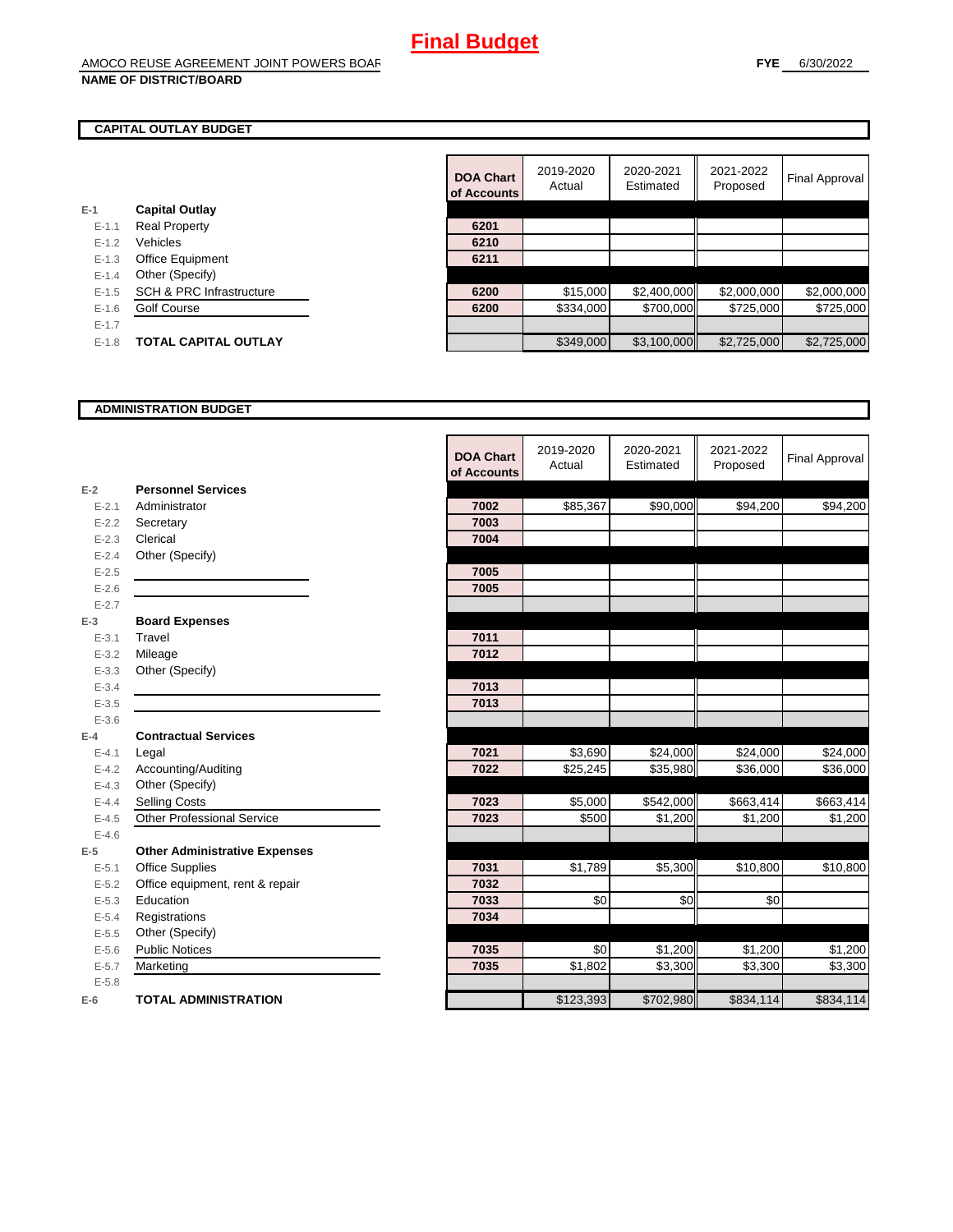# Final Budget

AMOCO REUSE AGREEMENT JOINT POWERS BOAF

**NAME OF DISTRICT/BOARD**

**FYE** 6/30/2022

## CAPITAL OUTLAY BUDGET

| | | DOA Chart of Accounts | 2019-2020 Actual | 2020-2021 Estimated | 2021-2022 Proposed | Final Approval |
|---|---|---|---|---|---|---|
| **E-1** | **Capital Outlay** | | | | | |
| E-1.1 | Real Property | 6201 | | | | |
| E-1.2 | Vehicles | 6210 | | | | |
| E-1.3 | Office Equipment | 6211 | | | | |
| E-1.4 | Other (Specify) | | | | | |
| E-1.5 | SCH & PRC Infrastructure | 6200 | $15,000 | $2,400,000 | $2,000,000 | $2,000,000 |
| E-1.6 | Golf Course | 6200 | $334,000 | $700,000 | $725,000 | $725,000 |
| E-1.7 | | | | | | |
| E-1.8 | **TOTAL CAPITAL OUTLAY** | | $349,000 | $3,100,000 | $2,725,000 | $2,725,000 |

## ADMINISTRATION BUDGET

| | | DOA Chart of Accounts | 2019-2020 Actual | 2020-2021 Estimated | 2021-2022 Proposed | Final Approval |
|---|---|---|---|---|---|---|
| **E-2** | **Personnel Services** | | | | | |
| E-2.1 | Administrator | 7002 | $85,367 | $90,000 | $94,200 | $94,200 |
| E-2.2 | Secretary | 7003 | | | | |
| E-2.3 | Clerical | 7004 | | | | |
| E-2.4 | Other (Specify) | | | | | |
| E-2.5 | | 7005 | | | | |
| E-2.6 | | 7005 | | | | |
| E-2.7 | | | | | | |
| **E-3** | **Board Expenses** | | | | | |
| E-3.1 | Travel | 7011 | | | | |
| E-3.2 | Mileage | 7012 | | | | |
| E-3.3 | Other (Specify) | | | | | |
| E-3.4 | | 7013 | | | | |
| E-3.5 | | 7013 | | | | |
| E-3.6 | | | | | | |
| **E-4** | **Contractual Services** | | | | | |
| E-4.1 | Legal | 7021 | $3,690 | $24,000 | $24,000 | $24,000 |
| E-4.2 | Accounting/Auditing | 7022 | $25,245 | $35,980 | $36,000 | $36,000 |
| E-4.3 | Other (Specify) | | | | | |
| E-4.4 | Selling Costs | 7023 | $5,000 | $542,000 | $663,414 | $663,414 |
| E-4.5 | Other Professional Service | 7023 | $500 | $1,200 | $1,200 | $1,200 |
| E-4.6 | | | | | | |
| **E-5** | **Other Administrative Expenses** | | | | | |
| E-5.1 | Office Supplies | 7031 | $1,789 | $5,300 | $10,800 | $10,800 |
| E-5.2 | Office equipment, rent & repair | 7032 | | | | |
| E-5.3 | Education | 7033 | $0 | $0 | $0 | |
| E-5.4 | Registrations | 7034 | | | | |
| E-5.5 | Other (Specify) | | | | | |
| E-5.6 | Public Notices | 7035 | $0 | $1,200 | $1,200 | $1,200 |
| E-5.7 | Marketing | 7035 | $1,802 | $3,300 | $3,300 | $3,300 |
| E-5.8 | | | | | | |
| **E-6** | **TOTAL ADMINISTRATION** | | $123,393 | $702,980 | $834,114 | $834,114 |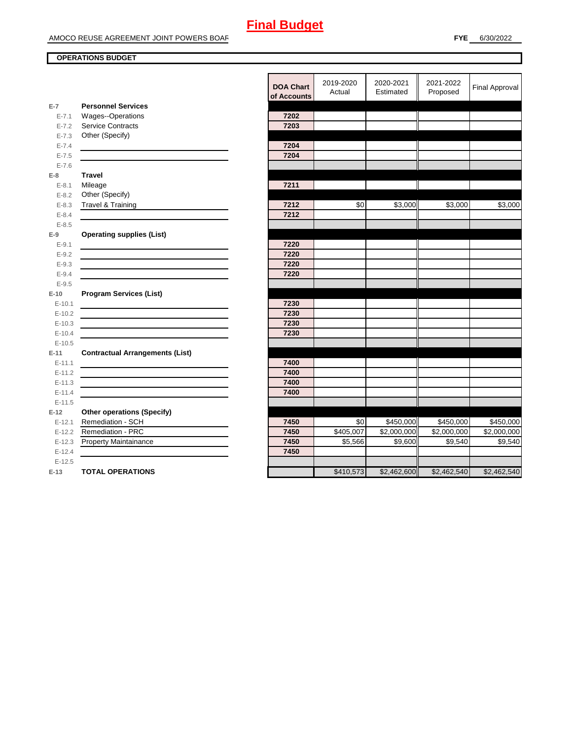# Final Budget

AMOCO REUSE AGREEMENT JOINT POWERS BOAF

**FYE** 6/30/2022

**OPERATIONS BUDGET**

| | | DOA Chart of Accounts | 2019-2020 Actual | 2020-2021 Estimated | 2021-2022 Proposed | Final Approval |
|---|---|---|---|---|---|---|
| **E-7** | **Personnel Services** | | | | | |
| E-7.1 | Wages--Operations | 7202 | | | | |
| E-7.2 | Service Contracts | 7203 | | | | |
| E-7.3 | Other (Specify) | | | | | |
| E-7.4 | | 7204 | | | | |
| E-7.5 | | 7204 | | | | |
| E-7.6 | | | | | | |
| **E-8** | **Travel** | | | | | |
| E-8.1 | Mileage | 7211 | | | | |
| E-8.2 | Other (Specify) | | | | | |
| E-8.3 | Travel & Training | 7212 | $0 | $3,000 | $3,000 | $3,000 |
| E-8.4 | | 7212 | | | | |
| E-8.5 | | | | | | |
| **E-9** | **Operating supplies (List)** | | | | | |
| E-9.1 | | 7220 | | | | |
| E-9.2 | | 7220 | | | | |
| E-9.3 | | 7220 | | | | |
| E-9.4 | | 7220 | | | | |
| E-9.5 | | | | | | |
| **E-10** | **Program Services (List)** | | | | | |
| E-10.1 | | 7230 | | | | |
| E-10.2 | | 7230 | | | | |
| E-10.3 | | 7230 | | | | |
| E-10.4 | | 7230 | | | | |
| E-10.5 | | | | | | |
| **E-11** | **Contractual Arrangements (List)** | | | | | |
| E-11.1 | | 7400 | | | | |
| E-11.2 | | 7400 | | | | |
| E-11.3 | | 7400 | | | | |
| E-11.4 | | 7400 | | | | |
| E-11.5 | | | | | | |
| **E-12** | **Other operations (Specify)** | | | | | |
| E-12.1 | Remediation - SCH | 7450 | $0 | $450,000 | $450,000 | $450,000 |
| E-12.2 | Remediation - PRC | 7450 | $405,007 | $2,000,000 | $2,000,000 | $2,000,000 |
| E-12.3 | Property Maintainance | 7450 | $5,566 | $9,600 | $9,540 | $9,540 |
| E-12.4 | | 7450 | | | | |
| E-12.5 | | | | | | |
| **E-13** | **TOTAL OPERATIONS** | | $410,573 | $2,462,600 | $2,462,540 | $2,462,540 |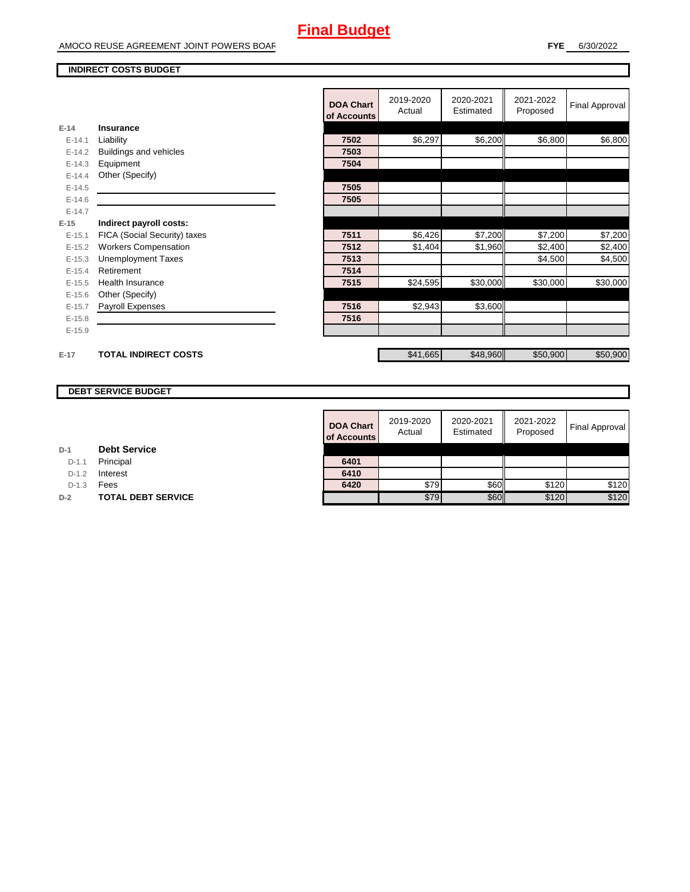# Final Budget

AMOCO REUSE AGREEMENT JOINT POWERS BOAR

**FYE** 6/30/2022

## INDIRECT COSTS BUDGET

| | | DOA Chart of Accounts | 2019-2020 Actual | 2020-2021 Estimated | 2021-2022 Proposed | Final Approval |
|---|---|---|---|---|---|---|
| **E-14** | **Insurance** | | | | | |
| E-14.1 | Liability | 7502 | $6,297 | $6,200 | $6,800 | $6,800 |
| E-14.2 | Buildings and vehicles | 7503 | | | | |
| E-14.3 | Equipment | 7504 | | | | |
| E-14.4 | Other (Specify) | | | | | |
| E-14.5 | | 7505 | | | | |
| E-14.6 | | 7505 | | | | |
| E-14.7 | | | | | | |
| **E-15** | **Indirect payroll costs:** | | | | | |
| E-15.1 | FICA (Social Security) taxes | 7511 | $6,426 | $7,200 | $7,200 | $7,200 |
| E-15.2 | Workers Compensation | 7512 | $1,404 | $1,960 | $2,400 | $2,400 |
| E-15.3 | Unemployment Taxes | 7513 | | | $4,500 | $4,500 |
| E-15.4 | Retirement | 7514 | | | | |
| E-15.5 | Health Insurance | 7515 | $24,595 | $30,000 | $30,000 | $30,000 |
| E-15.6 | Other (Specify) | | | | | |
| E-15.7 | Payroll Expenses | 7516 | $2,943 | $3,600 | | |
| E-15.8 | | 7516 | | | | |
| E-15.9 | | | | | | |
| **E-17** | **TOTAL INDIRECT COSTS** | | $41,665 | $48,960 | $50,900 | $50,900 |

## DEBT SERVICE BUDGET

| | | DOA Chart of Accounts | 2019-2020 Actual | 2020-2021 Estimated | 2021-2022 Proposed | Final Approval |
|---|---|---|---|---|---|---|
| **D-1** | **Debt Service** | | | | | |
| D-1.1 | Principal | 6401 | | | | |
| D-1.2 | Interest | 6410 | | | | |
| D-1.3 | Fees | 6420 | $79 | $60 | $120 | $120 |
| **D-2** | **TOTAL DEBT SERVICE** | | $79 | $60 | $120 | $120 |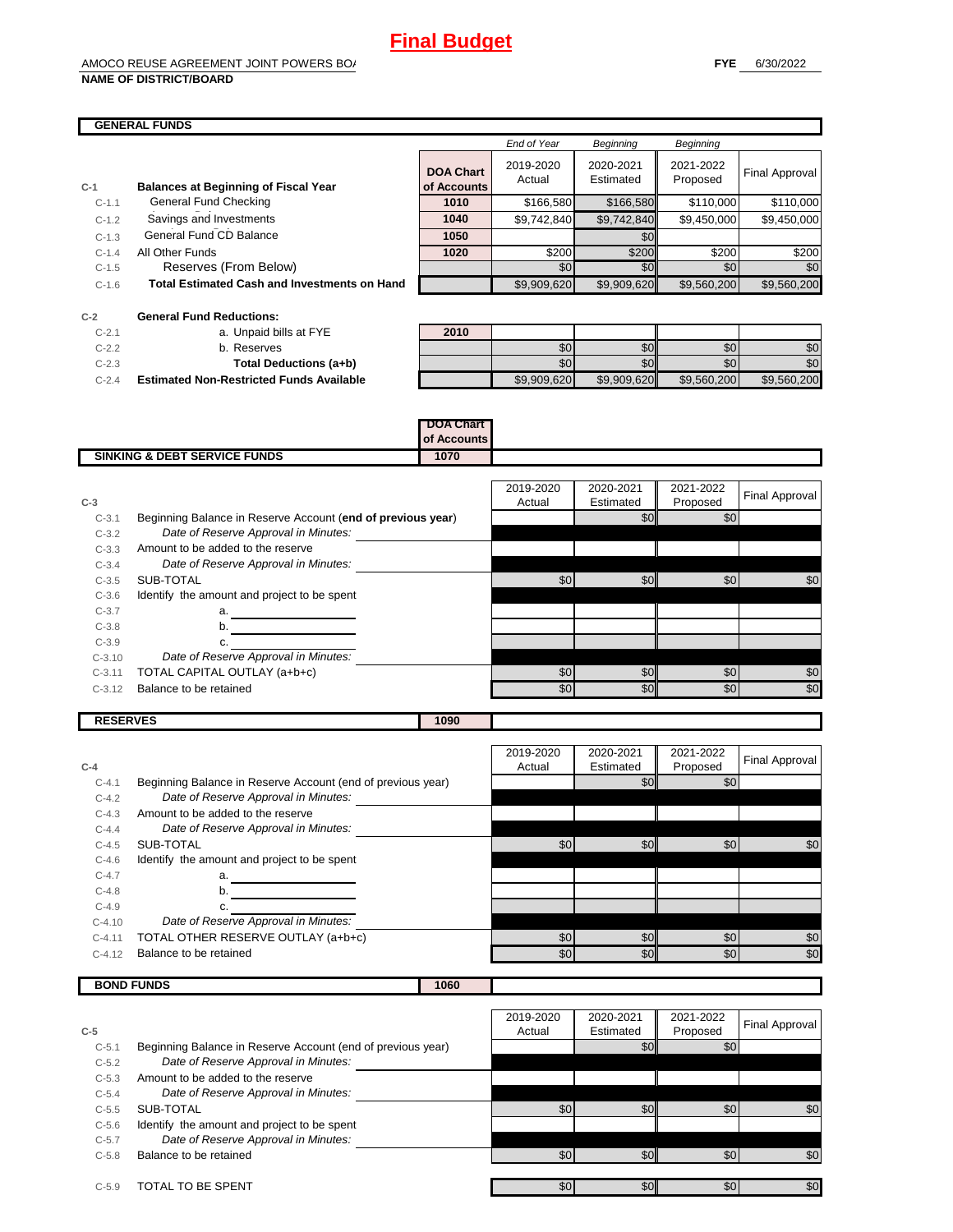# Final Budget

AMOCO REUSE AGREEMENT JOINT POWERS BOA

**NAME OF DISTRICT/BOARD**

**FYE** 6/30/2022

## GENERAL FUNDS

| | | DOA Chart of Accounts | End of Year 2019-2020 Actual | Beginning 2020-2021 Estimated | Beginning 2021-2022 Proposed | Final Approval |
|---|---|---|---|---|---|---|
| C-1 | **Balances at Beginning of Fiscal Year** | | | | | |
| C-1.1 | General Fund Checking | 1010 | $166,580 | $166,580 | $110,000 | $110,000 |
| C-1.2 | Savings and Investments | 1040 | $9,742,840 | $9,742,840 | $9,450,000 | $9,450,000 |
| C-1.3 | General Fund CD Balance | 1050 | | $0 | | |
| C-1.4 | All Other Funds | 1020 | $200 | $200 | $200 | $200 |
| C-1.5 | Reserves (From Below) | | $0 | $0 | $0 | $0 |
| C-1.6 | **Total Estimated Cash and Investments on Hand** | | $9,909,620 | $9,909,620 | $9,560,200 | $9,560,200 |
| C-2 | **General Fund Reductions:** | | | | | |
| C-2.1 | a. Unpaid bills at FYE | 2010 | | | | |
| C-2.2 | b. Reserves | | $0 | $0 | $0 | $0 |
| C-2.3 | **Total Deductions (a+b)** | | $0 | $0 | $0 | $0 |
| C-2.4 | **Estimated Non-Restricted Funds Available** | | $9,909,620 | $9,909,620 | $9,560,200 | $9,560,200 |

## SINKING & DEBT SERVICE FUNDS — DOA Chart of Accounts 1070

| C-3 | | 2019-2020 Actual | 2020-2021 Estimated | 2021-2022 Proposed | Final Approval |
|---|---|---|---|---|---|
| C-3.1 | Beginning Balance in Reserve Account (**end of previous year**) | | $0 | $0 | |
| C-3.2 | *Date of Reserve Approval in Minutes:* | | | | |
| C-3.3 | Amount to be added to the reserve | | | | |
| C-3.4 | *Date of Reserve Approval in Minutes:* | | | | |
| C-3.5 | SUB-TOTAL | $0 | $0 | $0 | $0 |
| C-3.6 | Identify the amount and project to be spent | | | | |
| C-3.7 | a. | | | | |
| C-3.8 | b. | | | | |
| C-3.9 | c. | | | | |
| C-3.10 | *Date of Reserve Approval in Minutes:* | | | | |
| C-3.11 | TOTAL CAPITAL OUTLAY (a+b+c) | $0 | $0 | $0 | $0 |
| C-3.12 | Balance to be retained | $0 | $0 | $0 | $0 |

## RESERVES — 1090

| C-4 | | 2019-2020 Actual | 2020-2021 Estimated | 2021-2022 Proposed | Final Approval |
|---|---|---|---|---|---|
| C-4.1 | Beginning Balance in Reserve Account (end of previous year) | | $0 | $0 | |
| C-4.2 | *Date of Reserve Approval in Minutes:* | | | | |
| C-4.3 | Amount to be added to the reserve | | | | |
| C-4.4 | *Date of Reserve Approval in Minutes:* | | | | |
| C-4.5 | SUB-TOTAL | $0 | $0 | $0 | $0 |
| C-4.6 | Identify the amount and project to be spent | | | | |
| C-4.7 | a. | | | | |
| C-4.8 | b. | | | | |
| C-4.9 | c. | | | | |
| C-4.10 | *Date of Reserve Approval in Minutes:* | | | | |
| C-4.11 | TOTAL OTHER RESERVE OUTLAY (a+b+c) | $0 | $0 | $0 | $0 |
| C-4.12 | Balance to be retained | $0 | $0 | $0 | $0 |

## BOND FUNDS — 1060

| C-5 | | 2019-2020 Actual | 2020-2021 Estimated | 2021-2022 Proposed | Final Approval |
|---|---|---|---|---|---|
| C-5.1 | Beginning Balance in Reserve Account (end of previous year) | | $0 | $0 | |
| C-5.2 | *Date of Reserve Approval in Minutes:* | | | | |
| C-5.3 | Amount to be added to the reserve | | | | |
| C-5.4 | *Date of Reserve Approval in Minutes:* | | | | |
| C-5.5 | SUB-TOTAL | $0 | $0 | $0 | $0 |
| C-5.6 | Identify the amount and project to be spent | | | | |
| C-5.7 | *Date of Reserve Approval in Minutes:* | | | | |
| C-5.8 | Balance to be retained | $0 | $0 | $0 | $0 |
| C-5.9 | TOTAL TO BE SPENT | $0 | $0 | $0 | $0 |